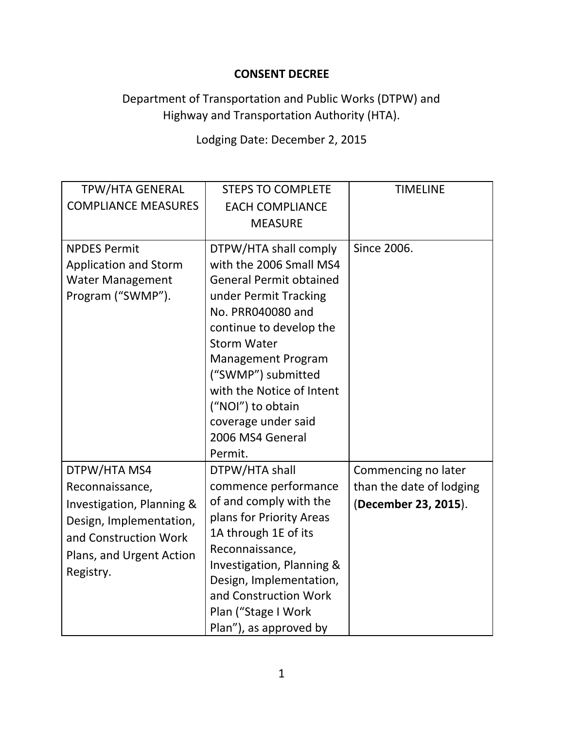**CONSENT DECREE**

Department of Transportation and Public Works (DTPW) and Highway and Transportation Authority (HTA).

Lodging Date: December 2, 2015

| TPW/HTA GENERAL COMPLIANCE MEASURES | STEPS TO COMPLETE EACH COMPLIANCE MEASURE | TIMELINE |
|---|---|---|
| NPDES Permit Application and Storm Water Management Program ("SWMP"). | DTPW/HTA shall comply with the 2006 Small MS4 General Permit obtained under Permit Tracking No. PRR040080 and continue to develop the Storm Water Management Program ("SWMP") submitted with the Notice of Intent ("NOI") to obtain coverage under said 2006 MS4 General Permit. | Since 2006. |
| DTPW/HTA MS4 Reconnaissance, Investigation, Planning & Design, Implementation, and Construction Work Plans, and Urgent Action Registry. | DTPW/HTA shall commence performance of and comply with the plans for Priority Areas 1A through 1E of its Reconnaissance, Investigation, Planning & Design, Implementation, and Construction Work Plan ("Stage I Work Plan"), as approved by | Commencing no later than the date of lodging (**December 23, 2015**). |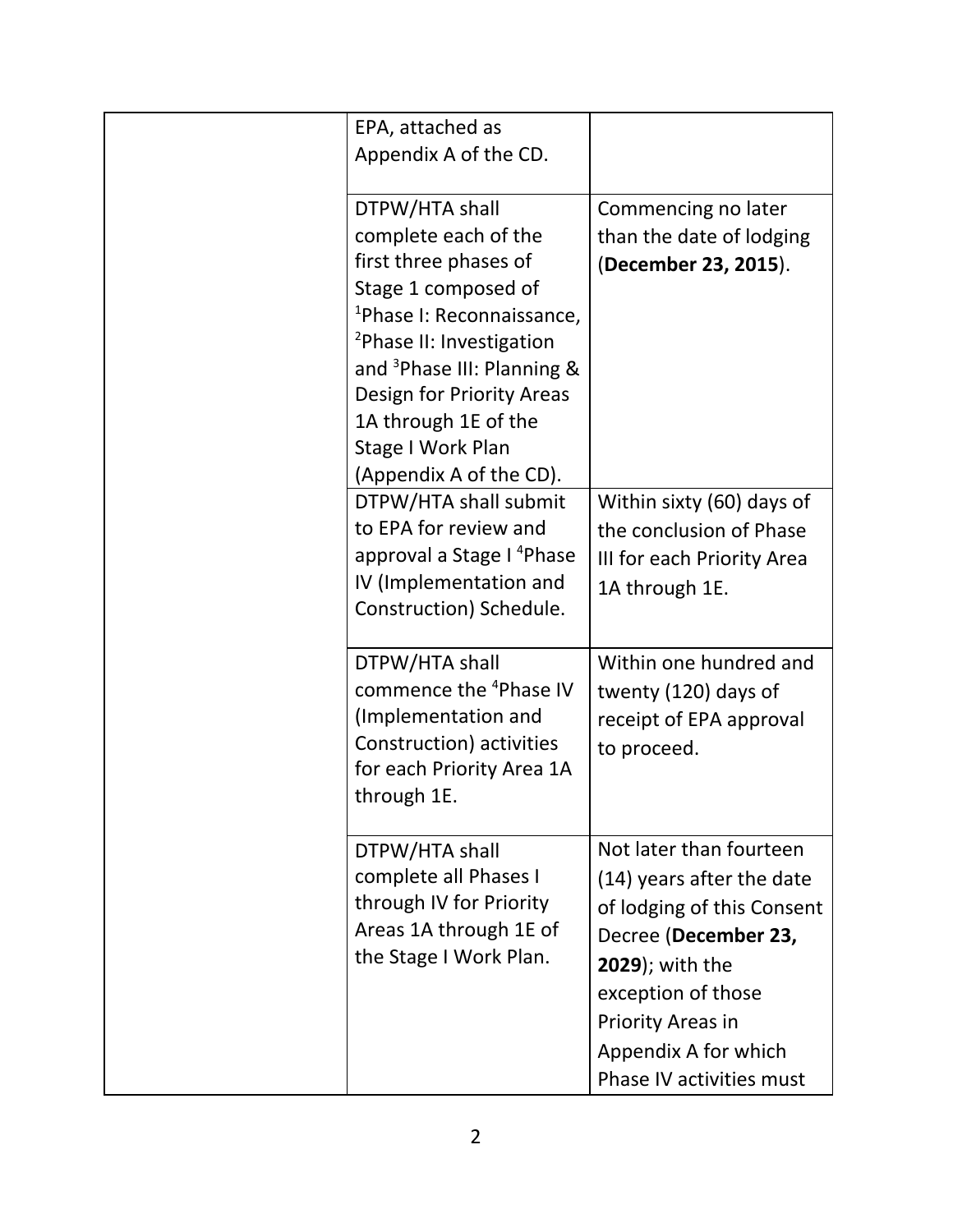| | | |
|---|---|---|
| | EPA, attached as Appendix A of the CD. | |
| | DTPW/HTA shall complete each of the first three phases of Stage 1 composed of [1]Phase I: Reconnaissance, [2]Phase II: Investigation and [3]Phase III: Planning & Design for Priority Areas 1A through 1E of the Stage I Work Plan (Appendix A of the CD). | Commencing no later than the date of lodging (**December 23, 2015**). |
| | DTPW/HTA shall submit to EPA for review and approval a Stage I [4]Phase IV (Implementation and Construction) Schedule. | Within sixty (60) days of the conclusion of Phase III for each Priority Area 1A through 1E. |
| | DTPW/HTA shall commence the [4]Phase IV (Implementation and Construction) activities for each Priority Area 1A through 1E. | Within one hundred and twenty (120) days of receipt of EPA approval to proceed. |
| | DTPW/HTA shall complete all Phases I through IV for Priority Areas 1A through 1E of the Stage I Work Plan. | Not later than fourteen (14) years after the date of lodging of this Consent Decree (**December 23, 2029**); with the exception of those Priority Areas in Appendix A for which Phase IV activities must |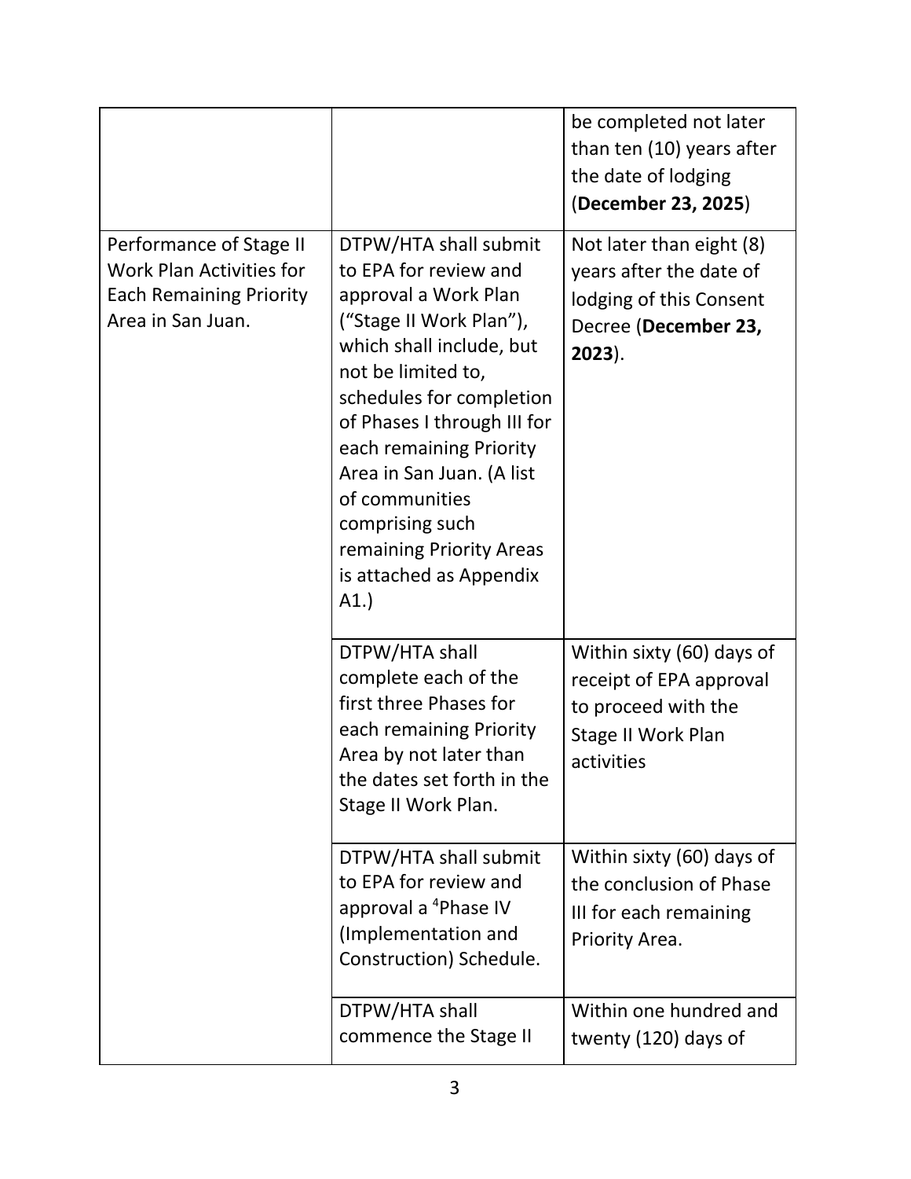| | | |
|---|---|---|
| | | be completed not later than ten (10) years after the date of lodging (**December 23, 2025**) |
| Performance of Stage II Work Plan Activities for Each Remaining Priority Area in San Juan. | DTPW/HTA shall submit to EPA for review and approval a Work Plan ("Stage II Work Plan"), which shall include, but not be limited to, schedules for completion of Phases I through III for each remaining Priority Area in San Juan. (A list of communities comprising such remaining Priority Areas is attached as Appendix A1.) | Not later than eight (8) years after the date of lodging of this Consent Decree (**December 23, 2023**). |
| | DTPW/HTA shall complete each of the first three Phases for each remaining Priority Area by not later than the dates set forth in the Stage II Work Plan. | Within sixty (60) days of receipt of EPA approval to proceed with the Stage II Work Plan activities |
| | DTPW/HTA shall submit to EPA for review and approval a [4]Phase IV (Implementation and Construction) Schedule. | Within sixty (60) days of the conclusion of Phase III for each remaining Priority Area. |
| | DTPW/HTA shall commence the Stage II | Within one hundred and twenty (120) days of |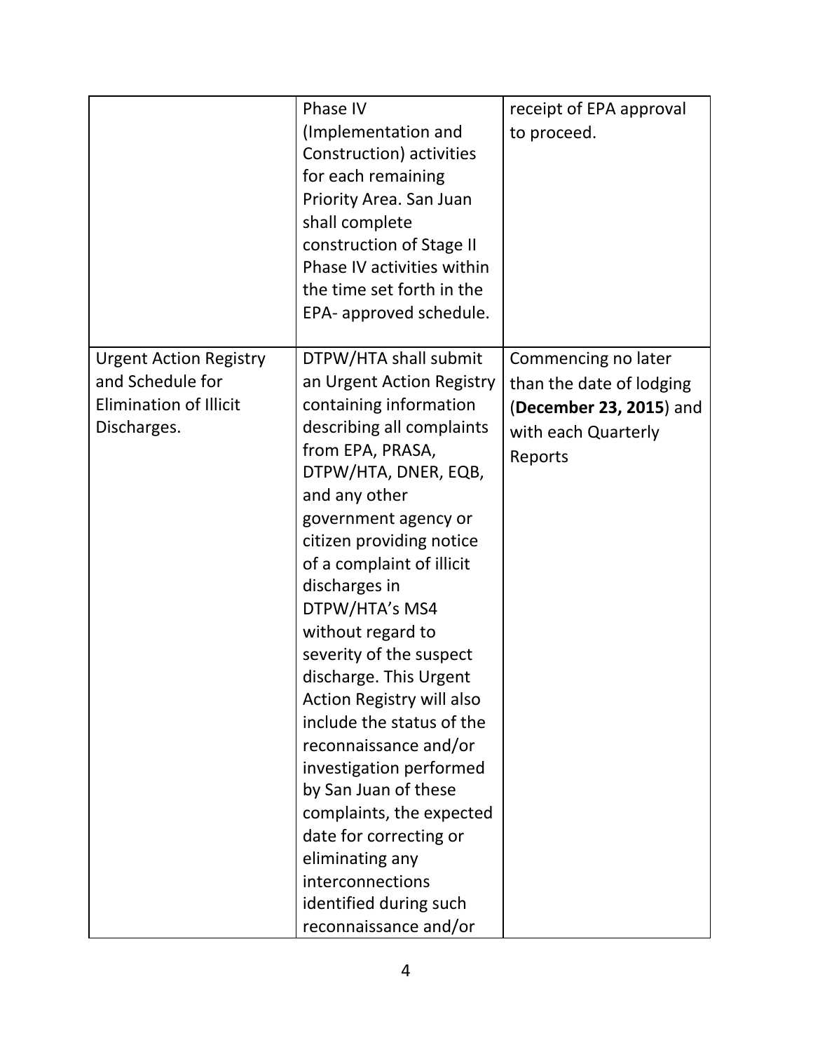| | | |
|---|---|---|
| | Phase IV (Implementation and Construction) activities for each remaining Priority Area. San Juan shall complete construction of Stage II Phase IV activities within the time set forth in the EPA- approved schedule. | receipt of EPA approval to proceed. |
| Urgent Action Registry and Schedule for Elimination of Illicit Discharges. | DTPW/HTA shall submit an Urgent Action Registry containing information describing all complaints from EPA, PRASA, DTPW/HTA, DNER, EQB, and any other government agency or citizen providing notice of a complaint of illicit discharges in DTPW/HTA's MS4 without regard to severity of the suspect discharge. This Urgent Action Registry will also include the status of the reconnaissance and/or investigation performed by San Juan of these complaints, the expected date for correcting or eliminating any interconnections identified during such reconnaissance and/or | Commencing no later than the date of lodging (**December 23, 2015**) and with each Quarterly Reports |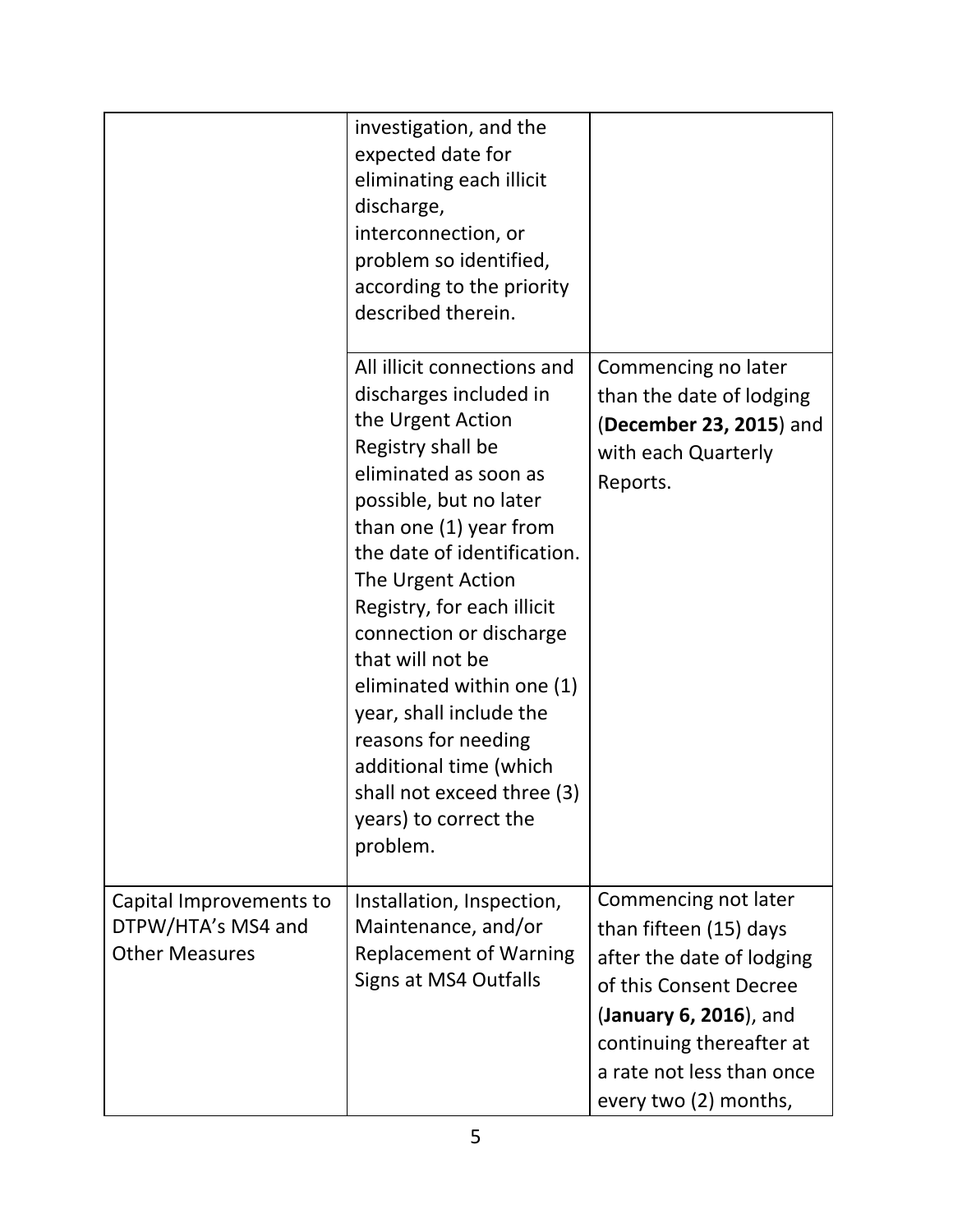| | | |
|---|---|---|
| | investigation, and the expected date for eliminating each illicit discharge, interconnection, or problem so identified, according to the priority described therein. | |
| | All illicit connections and discharges included in the Urgent Action Registry shall be eliminated as soon as possible, but no later than one (1) year from the date of identification. The Urgent Action Registry, for each illicit connection or discharge that will not be eliminated within one (1) year, shall include the reasons for needing additional time (which shall not exceed three (3) years) to correct the problem. | Commencing no later than the date of lodging (**December 23, 2015**) and with each Quarterly Reports. |
| Capital Improvements to DTPW/HTA's MS4 and Other Measures | Installation, Inspection, Maintenance, and/or Replacement of Warning Signs at MS4 Outfalls | Commencing not later than fifteen (15) days after the date of lodging of this Consent Decree (**January 6, 2016**), and continuing thereafter at a rate not less than once every two (2) months, |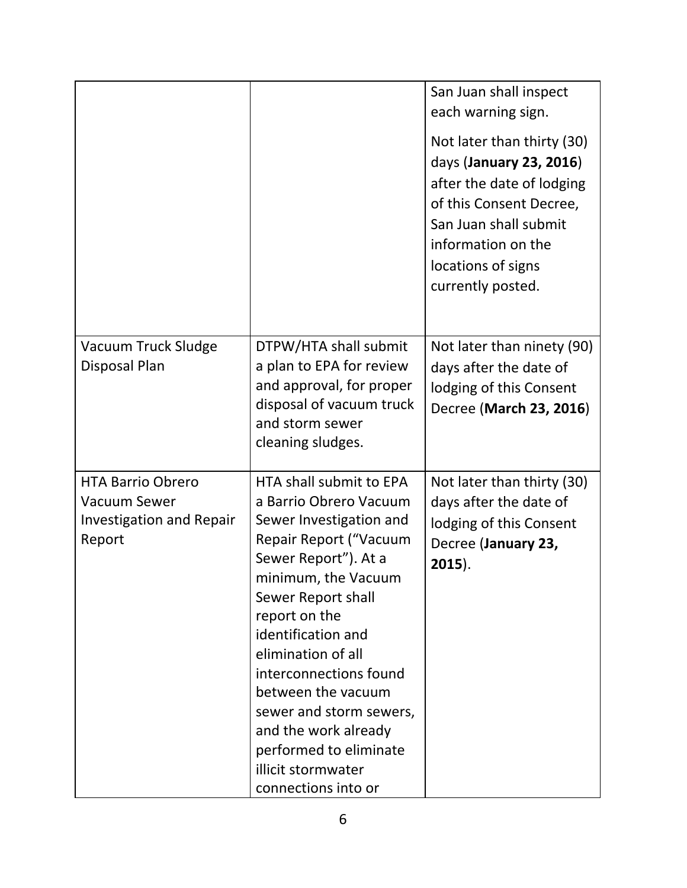| | | |
|---|---|---|
| | | San Juan shall inspect each warning sign.<br><br>Not later than thirty (30) days (**January 23, 2016**) after the date of lodging of this Consent Decree, San Juan shall submit information on the locations of signs currently posted. |
| Vacuum Truck Sludge Disposal Plan | DTPW/HTA shall submit a plan to EPA for review and approval, for proper disposal of vacuum truck and storm sewer cleaning sludges. | Not later than ninety (90) days after the date of lodging of this Consent Decree (**March 23, 2016**) |
| HTA Barrio Obrero Vacuum Sewer Investigation and Repair Report | HTA shall submit to EPA a Barrio Obrero Vacuum Sewer Investigation and Repair Report ("Vacuum Sewer Report"). At a minimum, the Vacuum Sewer Report shall report on the identification and elimination of all interconnections found between the vacuum sewer and storm sewers, and the work already performed to eliminate illicit stormwater connections into or | Not later than thirty (30) days after the date of lodging of this Consent Decree (**January 23, 2015**). |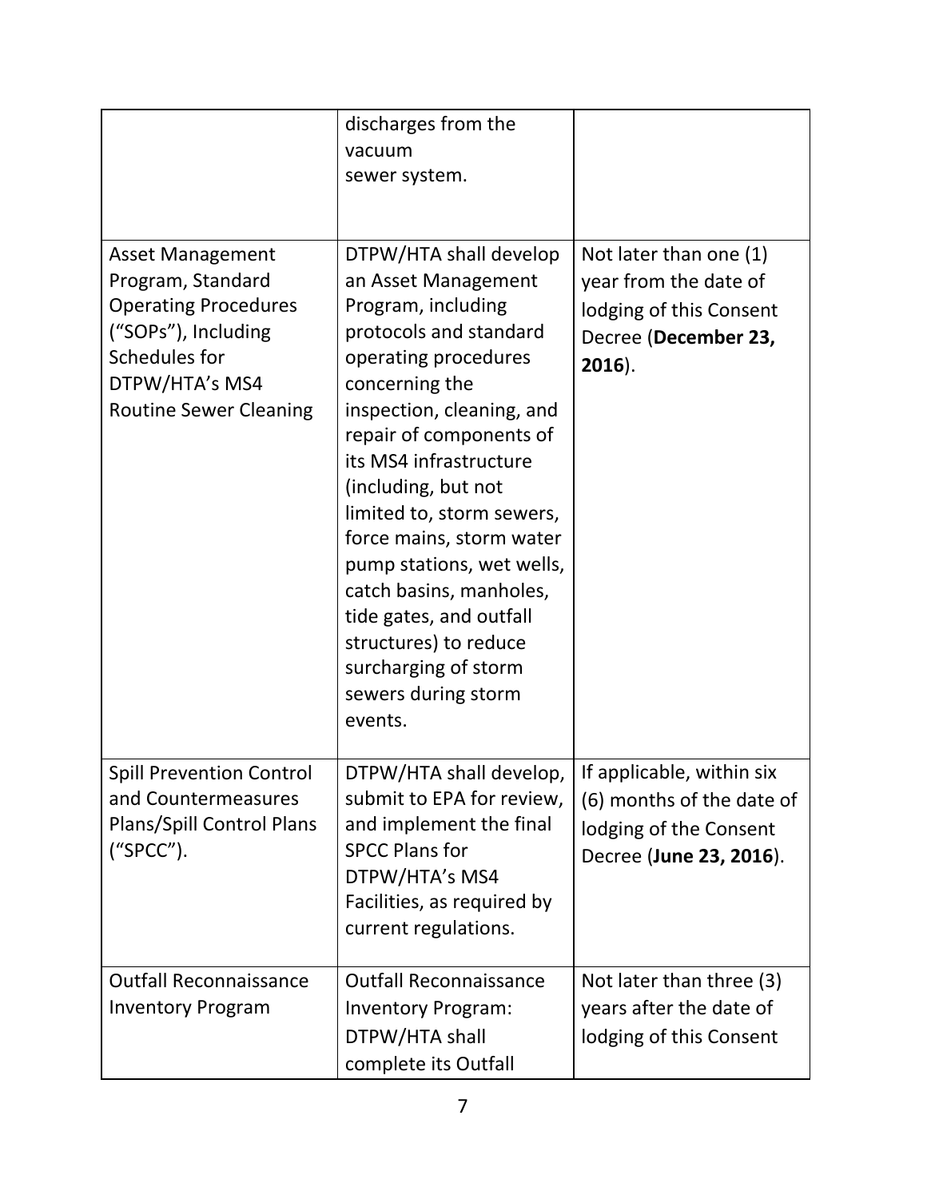| | | |
|---|---|---|
| | discharges from the vacuum sewer system. | |
| Asset Management Program, Standard Operating Procedures ("SOPs"), Including Schedules for DTPW/HTA's MS4 Routine Sewer Cleaning | DTPW/HTA shall develop an Asset Management Program, including protocols and standard operating procedures concerning the inspection, cleaning, and repair of components of its MS4 infrastructure (including, but not limited to, storm sewers, force mains, storm water pump stations, wet wells, catch basins, manholes, tide gates, and outfall structures) to reduce surcharging of storm sewers during storm events. | Not later than one (1) year from the date of lodging of this Consent Decree (**December 23, 2016**). |
| Spill Prevention Control and Countermeasures Plans/Spill Control Plans ("SPCC"). | DTPW/HTA shall develop, submit to EPA for review, and implement the final SPCC Plans for DTPW/HTA's MS4 Facilities, as required by current regulations. | If applicable, within six (6) months of the date of lodging of the Consent Decree (**June 23, 2016**). |
| Outfall Reconnaissance Inventory Program | Outfall Reconnaissance Inventory Program: DTPW/HTA shall complete its Outfall | Not later than three (3) years after the date of lodging of this Consent |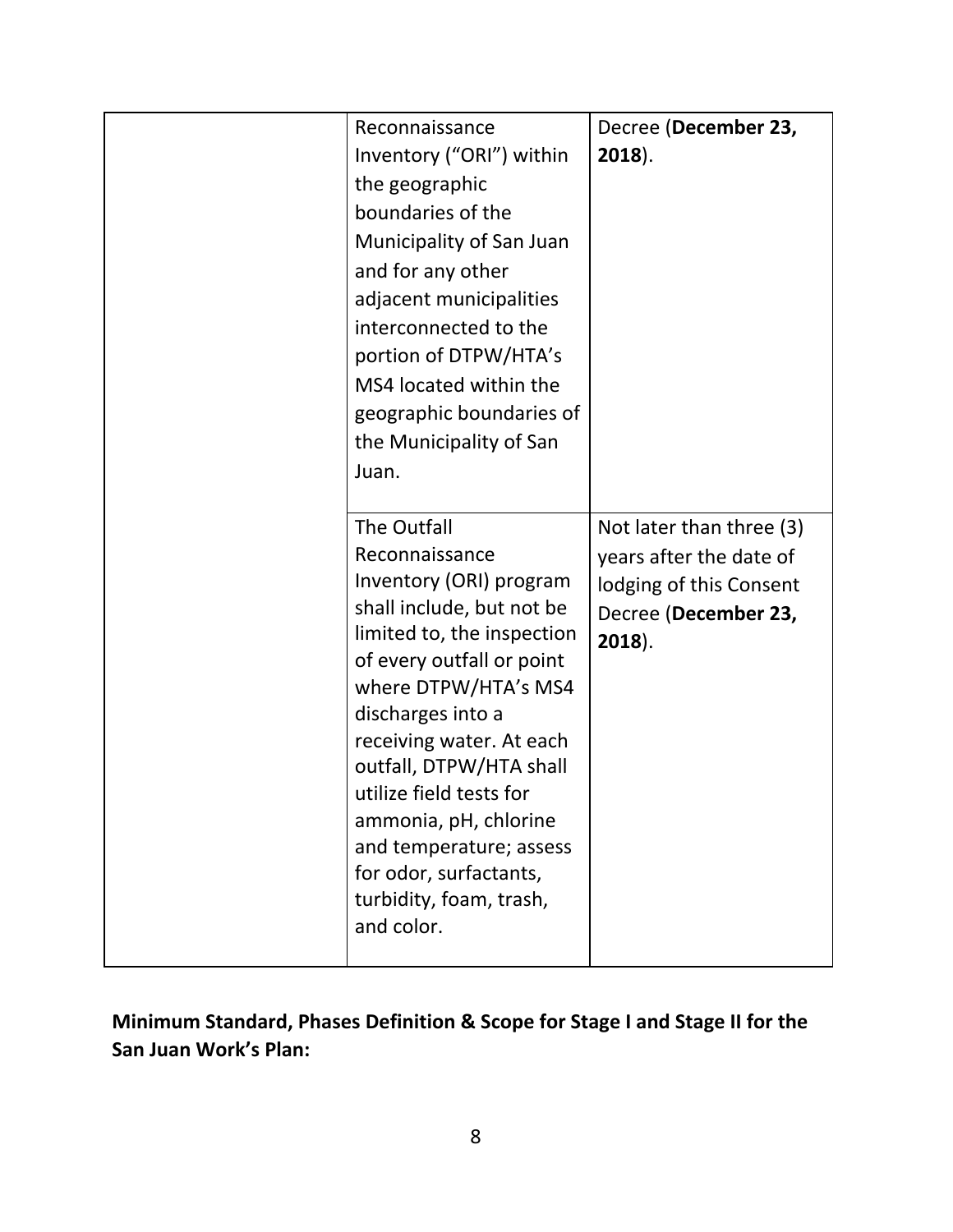| | | |
|---|---|---|
| | Reconnaissance Inventory ("ORI") within the geographic boundaries of the Municipality of San Juan and for any other adjacent municipalities interconnected to the portion of DTPW/HTA's MS4 located within the geographic boundaries of the Municipality of San Juan. | Decree (**December 23, 2018**). |
| | The Outfall Reconnaissance Inventory (ORI) program shall include, but not be limited to, the inspection of every outfall or point where DTPW/HTA's MS4 discharges into a receiving water. At each outfall, DTPW/HTA shall utilize field tests for ammonia, pH, chlorine and temperature; assess for odor, surfactants, turbidity, foam, trash, and color. | Not later than three (3) years after the date of lodging of this Consent Decree (**December 23, 2018**). |

**Minimum Standard, Phases Definition & Scope for Stage I and Stage II for the San Juan Work's Plan:**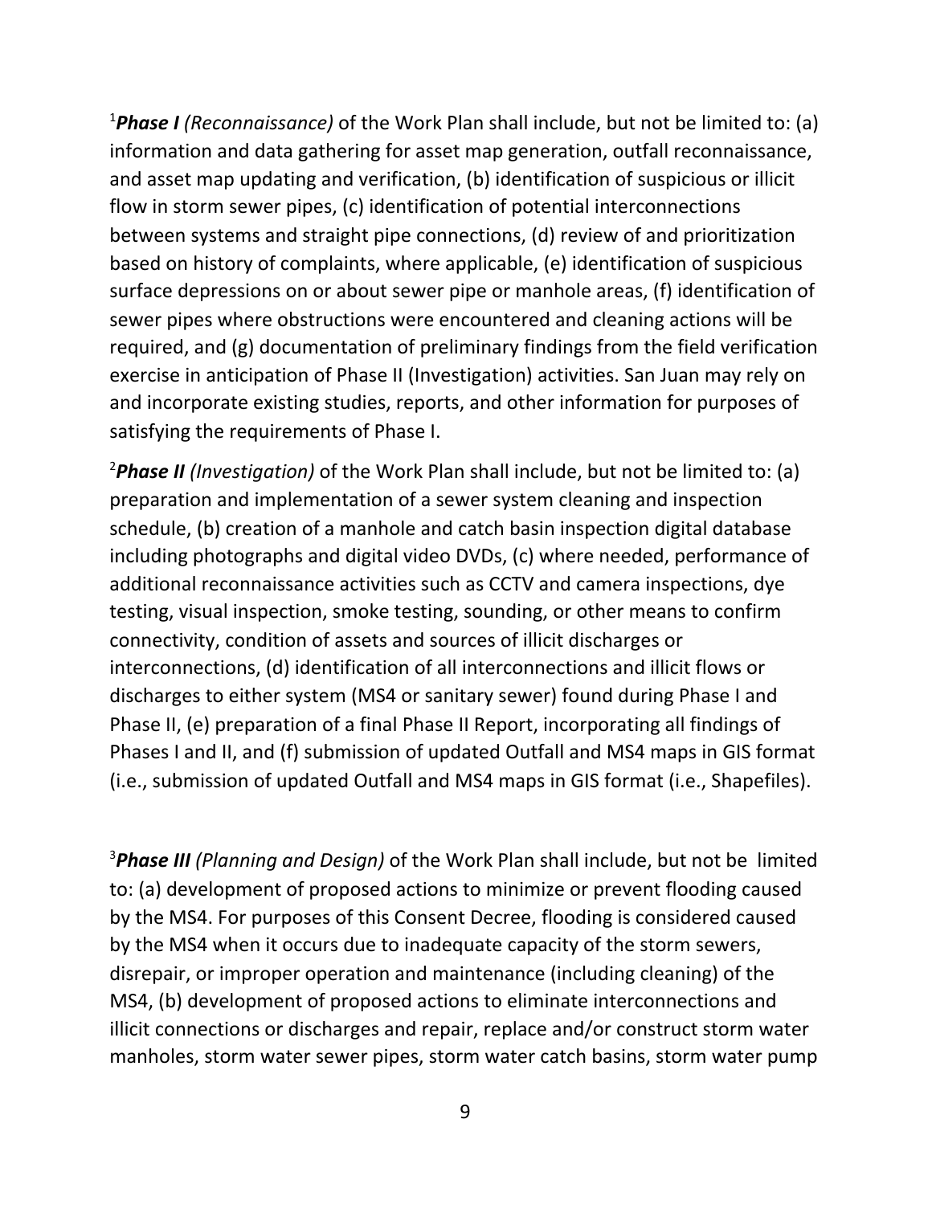[1]***Phase I*** *(Reconnaissance)* of the Work Plan shall include, but not be limited to: (a) information and data gathering for asset map generation, outfall reconnaissance, and asset map updating and verification, (b) identification of suspicious or illicit flow in storm sewer pipes, (c) identification of potential interconnections between systems and straight pipe connections, (d) review of and prioritization based on history of complaints, where applicable, (e) identification of suspicious surface depressions on or about sewer pipe or manhole areas, (f) identification of sewer pipes where obstructions were encountered and cleaning actions will be required, and (g) documentation of preliminary findings from the field verification exercise in anticipation of Phase II (Investigation) activities. San Juan may rely on and incorporate existing studies, reports, and other information for purposes of satisfying the requirements of Phase I.

[2]***Phase II*** *(Investigation)* of the Work Plan shall include, but not be limited to: (a) preparation and implementation of a sewer system cleaning and inspection schedule, (b) creation of a manhole and catch basin inspection digital database including photographs and digital video DVDs, (c) where needed, performance of additional reconnaissance activities such as CCTV and camera inspections, dye testing, visual inspection, smoke testing, sounding, or other means to confirm connectivity, condition of assets and sources of illicit discharges or interconnections, (d) identification of all interconnections and illicit flows or discharges to either system (MS4 or sanitary sewer) found during Phase I and Phase II, (e) preparation of a final Phase II Report, incorporating all findings of Phases I and II, and (f) submission of updated Outfall and MS4 maps in GIS format (i.e., submission of updated Outfall and MS4 maps in GIS format (i.e., Shapefiles).

[3]***Phase III*** *(Planning and Design)* of the Work Plan shall include, but not be limited to: (a) development of proposed actions to minimize or prevent flooding caused by the MS4. For purposes of this Consent Decree, flooding is considered caused by the MS4 when it occurs due to inadequate capacity of the storm sewers, disrepair, or improper operation and maintenance (including cleaning) of the MS4, (b) development of proposed actions to eliminate interconnections and illicit connections or discharges and repair, replace and/or construct storm water manholes, storm water sewer pipes, storm water catch basins, storm water pump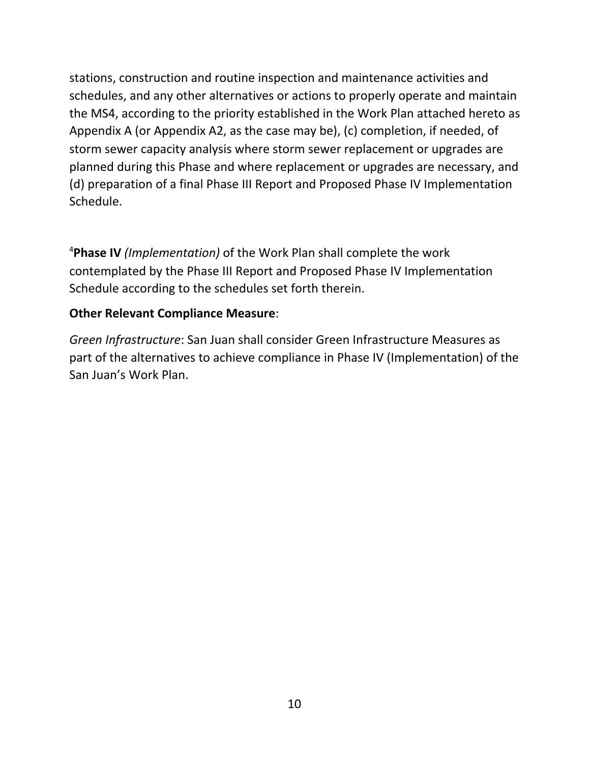stations, construction and routine inspection and maintenance activities and schedules, and any other alternatives or actions to properly operate and maintain the MS4, according to the priority established in the Work Plan attached hereto as Appendix A (or Appendix A2, as the case may be), (c) completion, if needed, of storm sewer capacity analysis where storm sewer replacement or upgrades are planned during this Phase and where replacement or upgrades are necessary, and (d) preparation of a final Phase III Report and Proposed Phase IV Implementation Schedule.

[4]**Phase IV** *(Implementation)* of the Work Plan shall complete the work contemplated by the Phase III Report and Proposed Phase IV Implementation Schedule according to the schedules set forth therein.

**Other Relevant Compliance Measure**:

*Green Infrastructure*: San Juan shall consider Green Infrastructure Measures as part of the alternatives to achieve compliance in Phase IV (Implementation) of the San Juan's Work Plan.